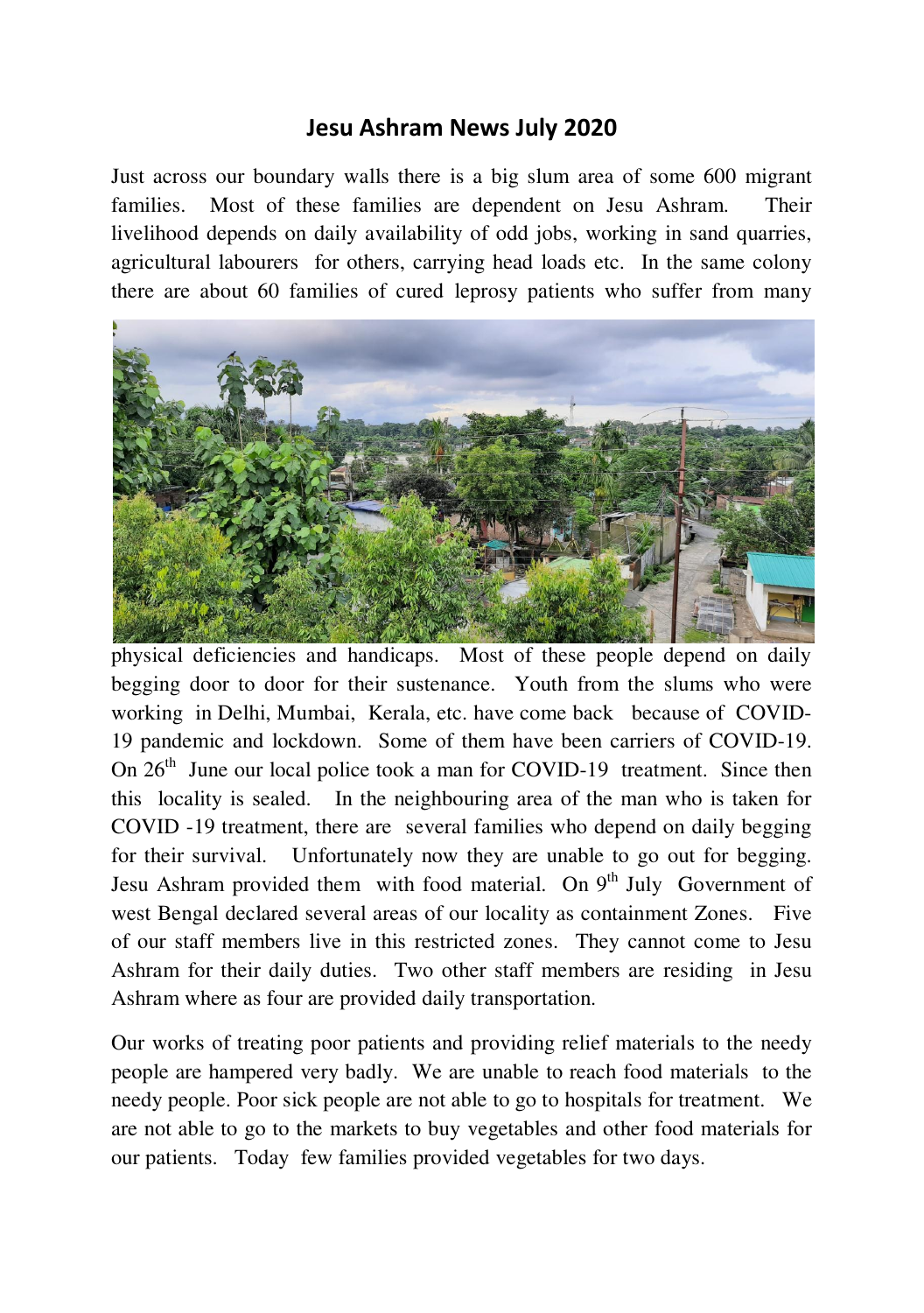# Jesu Ashram News July 2020

Just across our boundary walls there is a big slum area of some 600 migrant families. Most of these families are dependent on Jesu Ashram. Their livelihood depends on daily availability of odd jobs, working in sand quarries, agricultural labourers for others, carrying head loads etc. In the same colony there are about 60 families of cured leprosy patients who suffer from many physical deficiencies and handicaps. Most of these people depend on daily begging door to door for their sustenance. Youth from the slums who were working in Delhi, Mumbai, Kerala, etc. have come back because of COVID-19 pandemic and lockdown. Some of them have been carriers of COVID-19. On 26th June our local police took a man for COVID-19 treatment. Since then this locality is sealed. In the neighbouring area of the man who is taken for COVID -19 treatment, there are several families who depend on daily begging for their survival. Unfortunately now they are unable to go out for begging. Jesu Ashram provided them with food material. On 9th July Government of west Bengal declared several areas of our locality as containment Zones. Five of our staff members live in this restricted zones. They cannot come to Jesu Ashram for their daily duties. Two other staff members are residing in Jesu Ashram where as four are provided daily transportation.

Our works of treating poor patients and providing relief materials to the needy people are hampered very badly. We are unable to reach food materials to the needy people. Poor sick people are not able to go to hospitals for treatment. We are not able to go to the markets to buy vegetables and other food materials for our patients. Today few families provided vegetables for two days.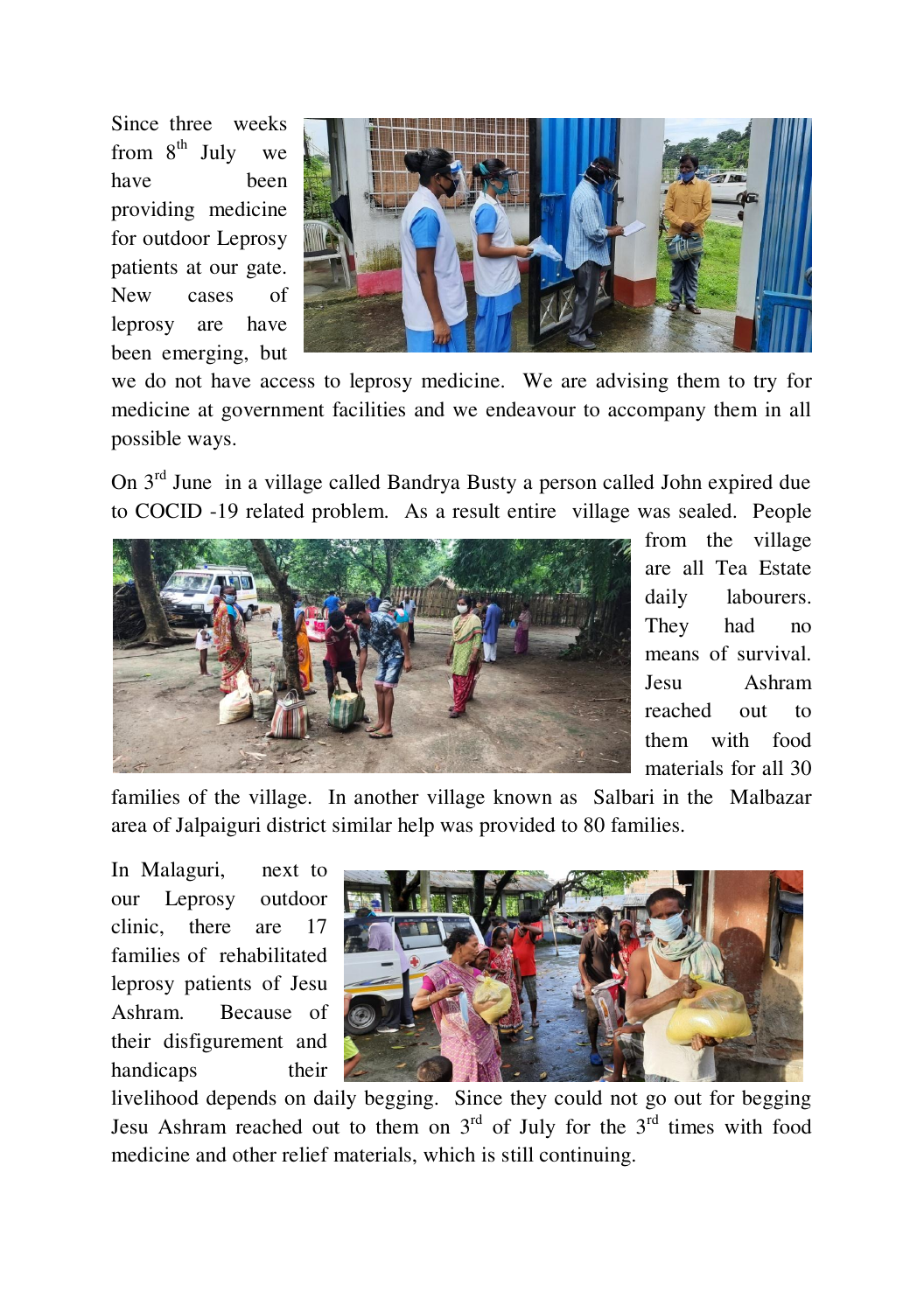Since three weeks from 8th July we have been providing medicine for outdoor Leprosy patients at our gate. New cases of leprosy are have been emerging, but we do not have access to leprosy medicine. We are advising them to try for medicine at government facilities and we endeavour to accompany them in all possible ways.

On 3rd June in a village called Bandrya Busty a person called John expired due to COCID -19 related problem. As a result entire village was sealed. People from the village are all Tea Estate daily labourers. They had no means of survival. Jesu Ashram reached out to them with food materials for all 30 families of the village. In another village known as Salbari in the Malbazar area of Jalpaiguri district similar help was provided to 80 families.

In Malaguri, next to our Leprosy outdoor clinic, there are 17 families of rehabilitated leprosy patients of Jesu Ashram. Because of their disfigurement and handicaps their livelihood depends on daily begging. Since they could not go out for begging Jesu Ashram reached out to them on 3rd of July for the 3rd times with food medicine and other relief materials, which is still continuing.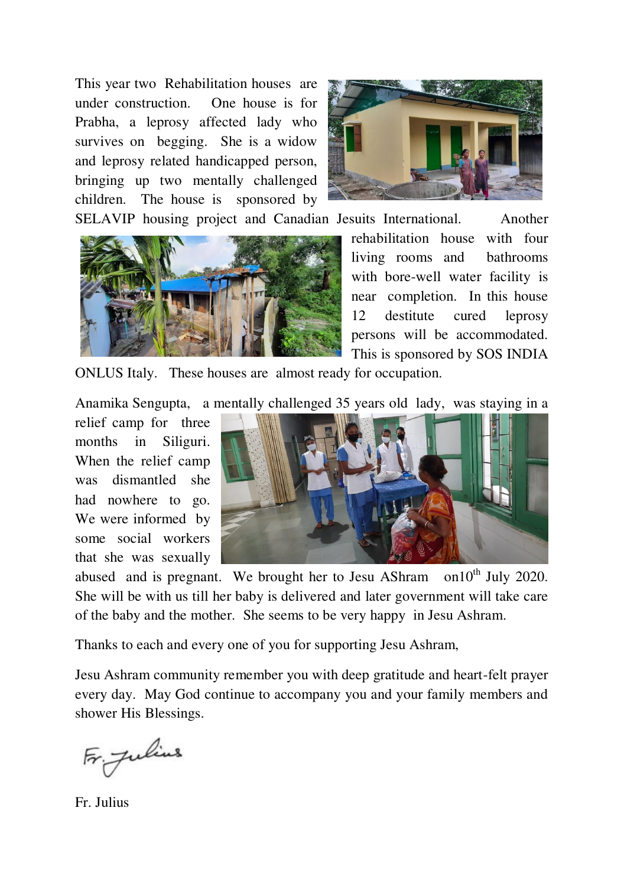This year two Rehabilitation houses are under construction. One house is for Prabha, a leprosy affected lady who survives on begging. She is a widow and leprosy related handicapped person, bringing up two mentally challenged children. The house is sponsored by SELAVIP housing project and Canadian Jesuits International. Another rehabilitation house with four living rooms and bathrooms with bore-well water facility is near completion. In this house 12 destitute cured leprosy persons will be accommodated. This is sponsored by SOS INDIA ONLUS Italy. These houses are almost ready for occupation.

Anamika Sengupta, a mentally challenged 35 years old lady, was staying in a relief camp for three months in Siliguri. When the relief camp was dismantled she had nowhere to go. We were informed by some social workers that she was sexually abused and is pregnant. We brought her to Jesu AShram on10th July 2020. She will be with us till her baby is delivered and later government will take care of the baby and the mother. She seems to be very happy in Jesu Ashram.

Thanks to each and every one of you for supporting Jesu Ashram,

Jesu Ashram community remember you with deep gratitude and heart-felt prayer every day. May God continue to accompany you and your family members and shower His Blessings.

Fr. Julius

Fr. Julius